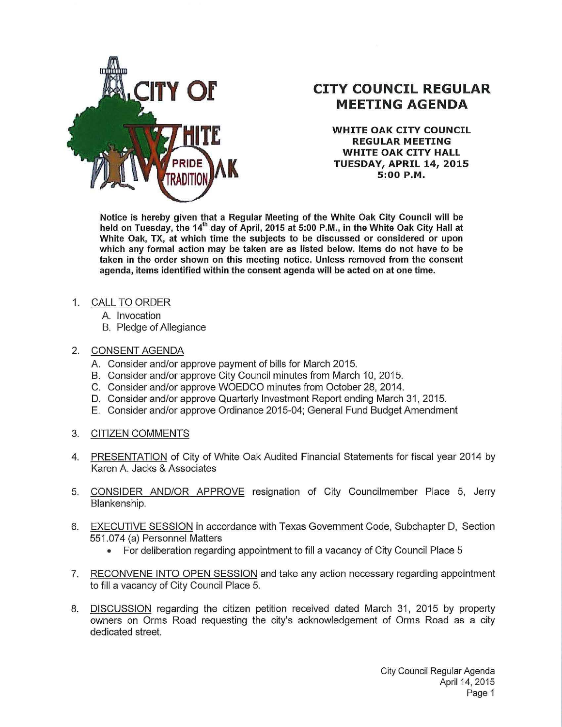# CITY COUNCIL REGULAR MEETING AGENDA

**WHITE OAK CITY COUNCIL**
**REGULAR MEETING**
**WHITE OAK CITY HALL**
**TUESDAY, APRIL 14, 2015**
**5:00 P.M.**

**Notice is hereby given that a Regular Meeting of the White Oak City Council will be held on Tuesday, the 14th day of April, 2015 at 5:00 P.M., in the White Oak City Hall at White Oak, TX, at which time the subjects to be discussed or considered or upon which any formal action may be taken are as listed below. Items do not have to be taken in the order shown on this meeting notice. Unless removed from the consent agenda, items identified within the consent agenda will be acted on at one time.**

1. CALL TO ORDER
   - A. Invocation
   - B. Pledge of Allegiance

2. CONSENT AGENDA
   - A. Consider and/or approve payment of bills for March 2015.
   - B. Consider and/or approve City Council minutes from March 10, 2015.
   - C. Consider and/or approve WOEDCO minutes from October 28, 2014.
   - D. Consider and/or approve Quarterly Investment Report ending March 31, 2015.
   - E. Consider and/or approve Ordinance 2015-04; General Fund Budget Amendment

3. CITIZEN COMMENTS

4. PRESENTATION of City of White Oak Audited Financial Statements for fiscal year 2014 by Karen A. Jacks & Associates

5. CONSIDER AND/OR APPROVE resignation of City Councilmember Place 5, Jerry Blankenship.

6. EXECUTIVE SESSION in accordance with Texas Government Code, Subchapter D, Section 551.074 (a) Personnel Matters
   - For deliberation regarding appointment to fill a vacancy of City Council Place 5

7. RECONVENE INTO OPEN SESSION and take any action necessary regarding appointment to fill a vacancy of City Council Place 5.

8. DISCUSSION regarding the citizen petition received dated March 31, 2015 by property owners on Orms Road requesting the city's acknowledgement of Orms Road as a city dedicated street.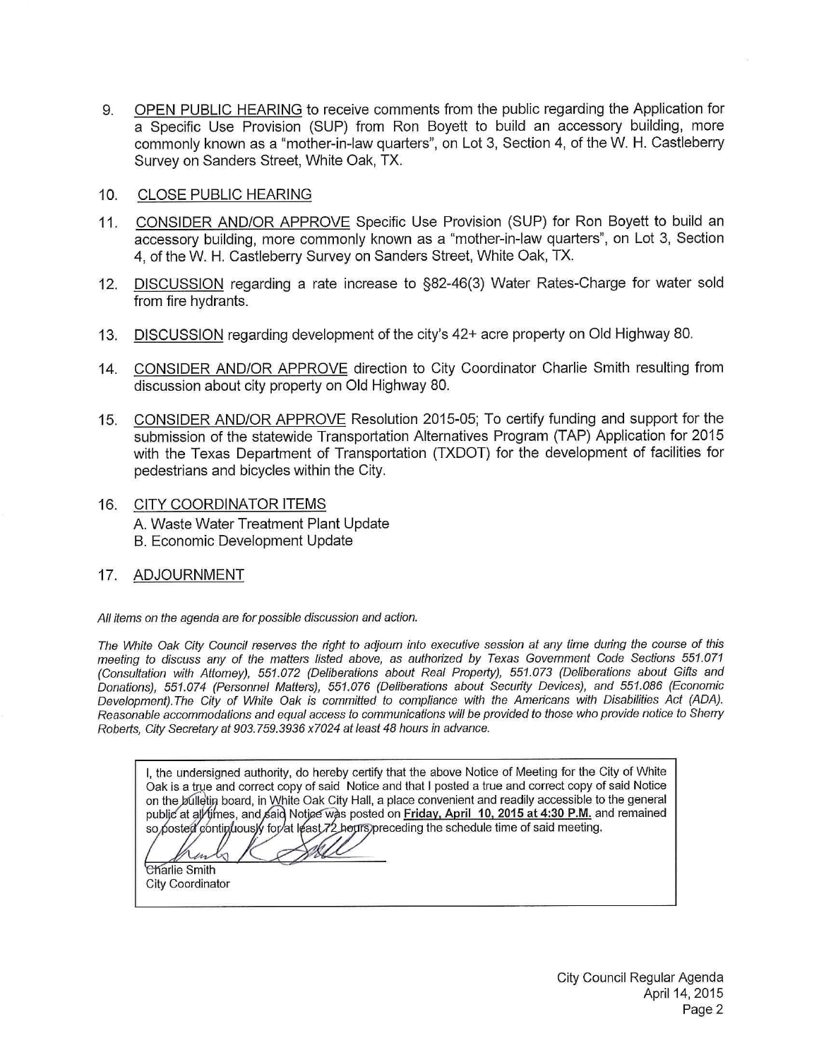9. OPEN PUBLIC HEARING to receive comments from the public regarding the Application for a Specific Use Provision (SUP) from Ron Boyett to build an accessory building, more commonly known as a "mother-in-law quarters", on Lot 3, Section 4, of the W. H. Castleberry Survey on Sanders Street, White Oak, TX.

10. CLOSE PUBLIC HEARING

11. CONSIDER AND/OR APPROVE Specific Use Provision (SUP) for Ron Boyett to build an accessory building, more commonly known as a "mother-in-law quarters", on Lot 3, Section 4, of the W. H. Castleberry Survey on Sanders Street, White Oak, TX.

12. DISCUSSION regarding a rate increase to §82-46(3) Water Rates-Charge for water sold from fire hydrants.

13. DISCUSSION regarding development of the city's 42+ acre property on Old Highway 80.

14. CONSIDER AND/OR APPROVE direction to City Coordinator Charlie Smith resulting from discussion about city property on Old Highway 80.

15. CONSIDER AND/OR APPROVE Resolution 2015-05; To certify funding and support for the submission of the statewide Transportation Alternatives Program (TAP) Application for 2015 with the Texas Department of Transportation (TXDOT) for the development of facilities for pedestrians and bicycles within the City.

16. CITY COORDINATOR ITEMS
    A. Waste Water Treatment Plant Update
    B. Economic Development Update

17. ADJOURNMENT

*All items on the agenda are for possible discussion and action.*

*The White Oak City Council reserves the right to adjourn into executive session at any time during the course of this meeting to discuss any of the matters listed above, as authorized by Texas Government Code Sections 551.071 (Consultation with Attorney), 551.072 (Deliberations about Real Property), 551.073 (Deliberations about Gifts and Donations), 551.074 (Personnel Matters), 551.076 (Deliberations about Security Devices), and 551.086 (Economic Development).The City of White Oak is committed to compliance with the Americans with Disabilities Act (ADA). Reasonable accommodations and equal access to communications will be provided to those who provide notice to Sherry Roberts, City Secretary at 903.759.3936 x7024 at least 48 hours in advance.*

I, the undersigned authority, do hereby certify that the above Notice of Meeting for the City of White Oak is a true and correct copy of said Notice and that I posted a true and correct copy of said Notice on the bulletin board, in White Oak City Hall, a place convenient and readily accessible to the general public at all times, and said Notice was posted on **Friday, April 10, 2015 at 4:30 P.M.** and remained so posted continuously for at least 72 hours preceding the schedule time of said meeting.

Charlie Smith
City Coordinator

City Council Regular Agenda
April 14, 2015